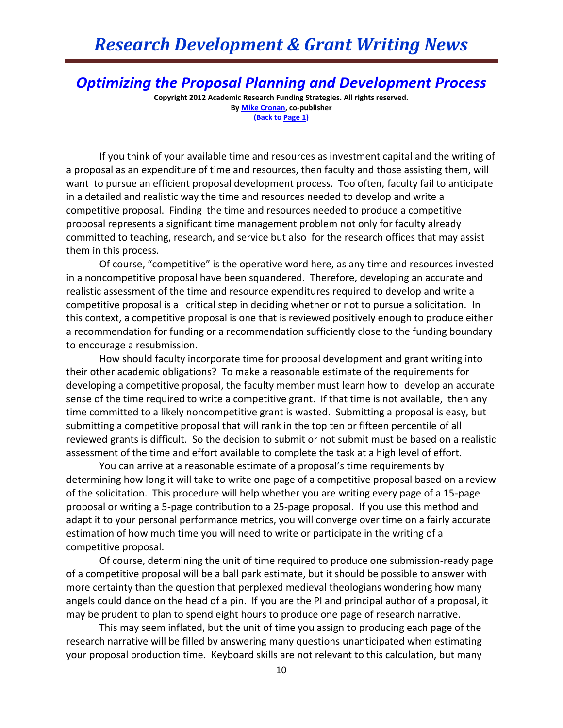## *Optimizing the Proposal Planning and Development Process*

**Copyright 2012 Academic Research Funding Strategies. All rights reserved.**
**By Mike Cronan, co-publisher**
**(Back to Page 1)**

If you think of your available time and resources as investment capital and the writing of a proposal as an expenditure of time and resources, then faculty and those assisting them, will want to pursue an efficient proposal development process. Too often, faculty fail to anticipate in a detailed and realistic way the time and resources needed to develop and write a competitive proposal. Finding the time and resources needed to produce a competitive proposal represents a significant time management problem not only for faculty already committed to teaching, research, and service but also for the research offices that may assist them in this process.

Of course, "competitive" is the operative word here, as any time and resources invested in a noncompetitive proposal have been squandered. Therefore, developing an accurate and realistic assessment of the time and resource expenditures required to develop and write a competitive proposal is a critical step in deciding whether or not to pursue a solicitation. In this context, a competitive proposal is one that is reviewed positively enough to produce either a recommendation for funding or a recommendation sufficiently close to the funding boundary to encourage a resubmission.

How should faculty incorporate time for proposal development and grant writing into their other academic obligations? To make a reasonable estimate of the requirements for developing a competitive proposal, the faculty member must learn how to develop an accurate sense of the time required to write a competitive grant. If that time is not available, then any time committed to a likely noncompetitive grant is wasted. Submitting a proposal is easy, but submitting a competitive proposal that will rank in the top ten or fifteen percentile of all reviewed grants is difficult. So the decision to submit or not submit must be based on a realistic assessment of the time and effort available to complete the task at a high level of effort.

You can arrive at a reasonable estimate of a proposal's time requirements by determining how long it will take to write one page of a competitive proposal based on a review of the solicitation. This procedure will help whether you are writing every page of a 15-page proposal or writing a 5-page contribution to a 25-page proposal. If you use this method and adapt it to your personal performance metrics, you will converge over time on a fairly accurate estimation of how much time you will need to write or participate in the writing of a competitive proposal.

Of course, determining the unit of time required to produce one submission-ready page of a competitive proposal will be a ball park estimate, but it should be possible to answer with more certainty than the question that perplexed medieval theologians wondering how many angels could dance on the head of a pin. If you are the PI and principal author of a proposal, it may be prudent to plan to spend eight hours to produce one page of research narrative.

This may seem inflated, but the unit of time you assign to producing each page of the research narrative will be filled by answering many questions unanticipated when estimating your proposal production time. Keyboard skills are not relevant to this calculation, but many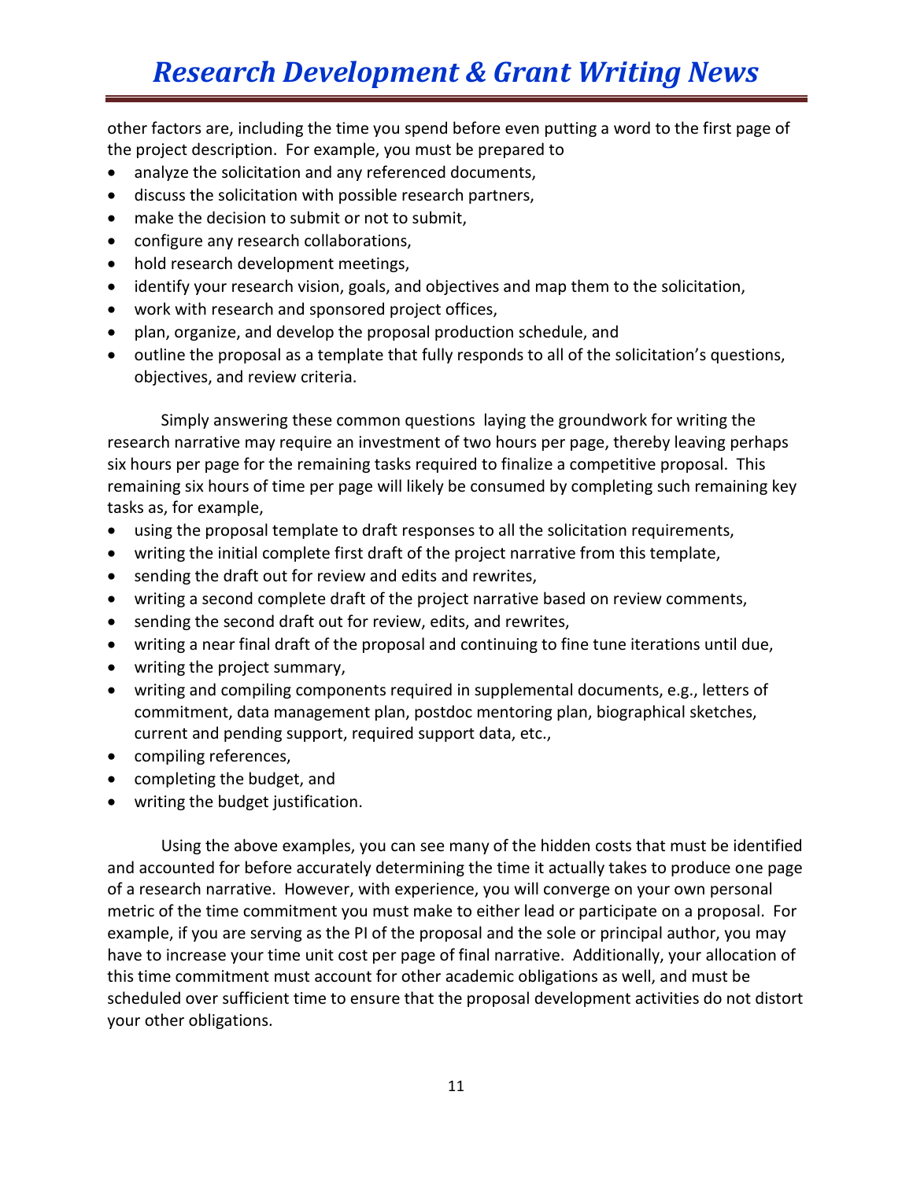other factors are, including the time you spend before even putting a word to the first page of the project description. For example, you must be prepared to

- analyze the solicitation and any referenced documents,
- discuss the solicitation with possible research partners,
- make the decision to submit or not to submit,
- configure any research collaborations,
- hold research development meetings,
- identify your research vision, goals, and objectives and map them to the solicitation,
- work with research and sponsored project offices,
- plan, organize, and develop the proposal production schedule, and
- outline the proposal as a template that fully responds to all of the solicitation's questions, objectives, and review criteria.

Simply answering these common questions laying the groundwork for writing the research narrative may require an investment of two hours per page, thereby leaving perhaps six hours per page for the remaining tasks required to finalize a competitive proposal. This remaining six hours of time per page will likely be consumed by completing such remaining key tasks as, for example,

- using the proposal template to draft responses to all the solicitation requirements,
- writing the initial complete first draft of the project narrative from this template,
- sending the draft out for review and edits and rewrites,
- writing a second complete draft of the project narrative based on review comments,
- sending the second draft out for review, edits, and rewrites,
- writing a near final draft of the proposal and continuing to fine tune iterations until due,
- writing the project summary,
- writing and compiling components required in supplemental documents, e.g., letters of commitment, data management plan, postdoc mentoring plan, biographical sketches, current and pending support, required support data, etc.,
- compiling references,
- completing the budget, and
- writing the budget justification.

Using the above examples, you can see many of the hidden costs that must be identified and accounted for before accurately determining the time it actually takes to produce one page of a research narrative. However, with experience, you will converge on your own personal metric of the time commitment you must make to either lead or participate on a proposal. For example, if you are serving as the PI of the proposal and the sole or principal author, you may have to increase your time unit cost per page of final narrative. Additionally, your allocation of this time commitment must account for other academic obligations as well, and must be scheduled over sufficient time to ensure that the proposal development activities do not distort your other obligations.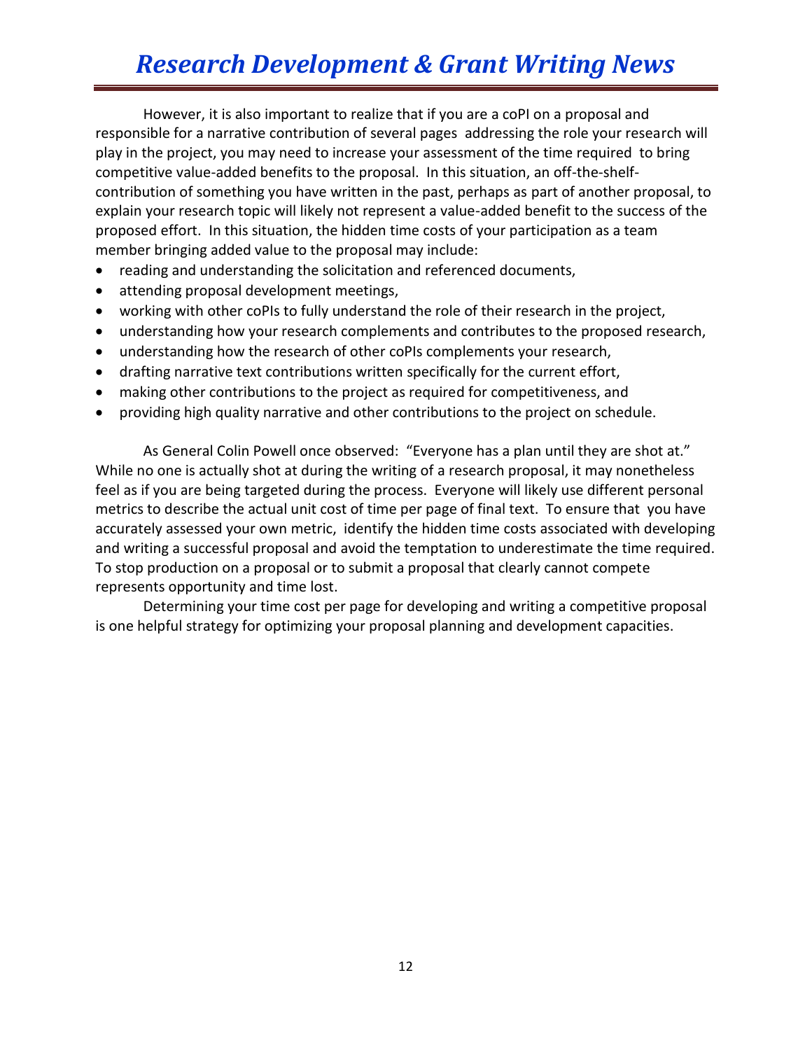However, it is also important to realize that if you are a coPI on a proposal and responsible for a narrative contribution of several pages addressing the role your research will play in the project, you may need to increase your assessment of the time required to bring competitive value-added benefits to the proposal. In this situation, an off-the-shelf-contribution of something you have written in the past, perhaps as part of another proposal, to explain your research topic will likely not represent a value-added benefit to the success of the proposed effort. In this situation, the hidden time costs of your participation as a team member bringing added value to the proposal may include:

- reading and understanding the solicitation and referenced documents,
- attending proposal development meetings,
- working with other coPIs to fully understand the role of their research in the project,
- understanding how your research complements and contributes to the proposed research,
- understanding how the research of other coPIs complements your research,
- drafting narrative text contributions written specifically for the current effort,
- making other contributions to the project as required for competitiveness, and
- providing high quality narrative and other contributions to the project on schedule.

As General Colin Powell once observed: "Everyone has a plan until they are shot at." While no one is actually shot at during the writing of a research proposal, it may nonetheless feel as if you are being targeted during the process. Everyone will likely use different personal metrics to describe the actual unit cost of time per page of final text. To ensure that you have accurately assessed your own metric, identify the hidden time costs associated with developing and writing a successful proposal and avoid the temptation to underestimate the time required. To stop production on a proposal or to submit a proposal that clearly cannot compete represents opportunity and time lost.

Determining your time cost per page for developing and writing a competitive proposal is one helpful strategy for optimizing your proposal planning and development capacities.